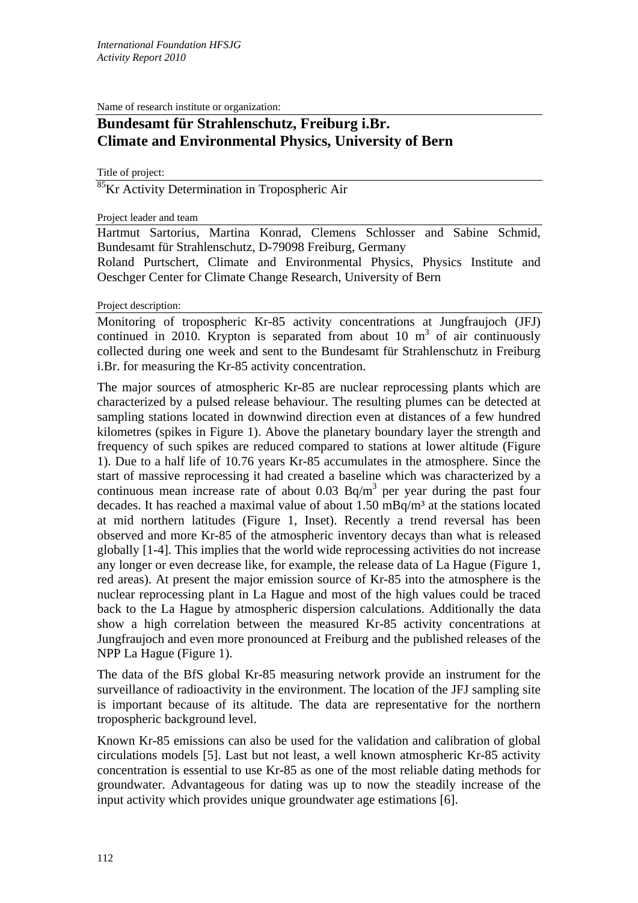*International Foundation HFSJG*
*Activity Report 2010*

Name of research institute or organization:

## Bundesamt für Strahlenschutz, Freiburg i.Br.
## Climate and Environmental Physics, University of Bern

Title of project:

$^{85}$Kr Activity Determination in Tropospheric Air

Project leader and team

Hartmut Sartorius, Martina Konrad, Clemens Schlosser and Sabine Schmid, Bundesamt für Strahlenschutz, D-79098 Freiburg, Germany

Roland Purtschert, Climate and Environmental Physics, Physics Institute and Oeschger Center for Climate Change Research, University of Bern

Project description:

Monitoring of tropospheric Kr-85 activity concentrations at Jungfraujoch (JFJ) continued in 2010. Krypton is separated from about 10 $m^3$ of air continuously collected during one week and sent to the Bundesamt für Strahlenschutz in Freiburg i.Br. for measuring the Kr-85 activity concentration.

The major sources of atmospheric Kr-85 are nuclear reprocessing plants which are characterized by a pulsed release behaviour. The resulting plumes can be detected at sampling stations located in downwind direction even at distances of a few hundred kilometres (spikes in Figure 1). Above the planetary boundary layer the strength and frequency of such spikes are reduced compared to stations at lower altitude (Figure 1). Due to a half life of 10.76 years Kr-85 accumulates in the atmosphere. Since the start of massive reprocessing it had created a baseline which was characterized by a continuous mean increase rate of about 0.03 $Bq/m^3$ per year during the past four decades. It has reached a maximal value of about 1.50 $mBq/m^3$ at the stations located at mid northern latitudes (Figure 1, Inset). Recently a trend reversal has been observed and more Kr-85 of the atmospheric inventory decays than what is released globally [1-4]. This implies that the world wide reprocessing activities do not increase any longer or even decrease like, for example, the release data of La Hague (Figure 1, red areas). At present the major emission source of Kr-85 into the atmosphere is the nuclear reprocessing plant in La Hague and most of the high values could be traced back to the La Hague by atmospheric dispersion calculations. Additionally the data show a high correlation between the measured Kr-85 activity concentrations at Jungfraujoch and even more pronounced at Freiburg and the published releases of the NPP La Hague (Figure 1).

The data of the BfS global Kr-85 measuring network provide an instrument for the surveillance of radioactivity in the environment. The location of the JFJ sampling site is important because of its altitude. The data are representative for the northern tropospheric background level.

Known Kr-85 emissions can also be used for the validation and calibration of global circulations models [5]. Last but not least, a well known atmospheric Kr-85 activity concentration is essential to use Kr-85 as one of the most reliable dating methods for groundwater. Advantageous for dating was up to now the steadily increase of the input activity which provides unique groundwater age estimations [6].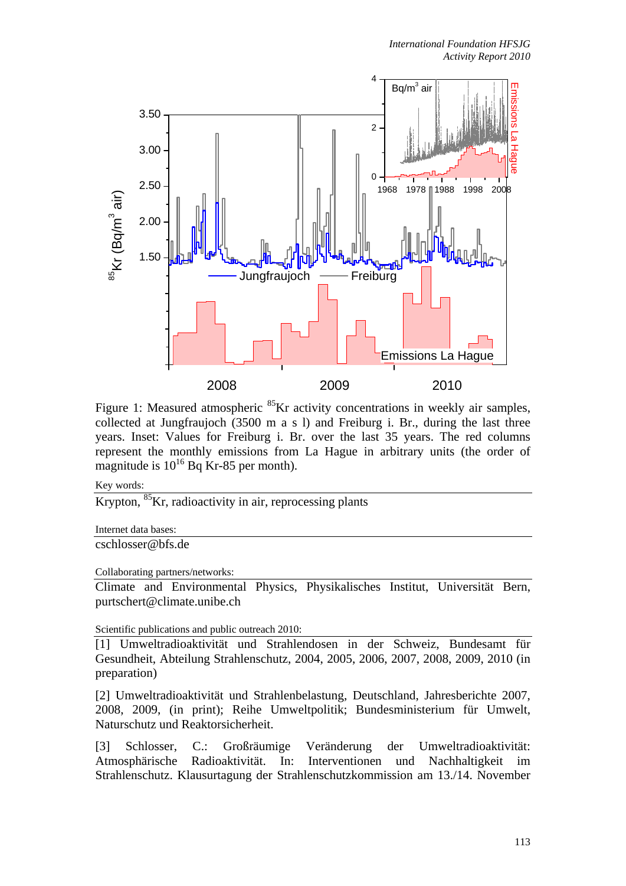Figure 1: Measured atmospheric $^{85}$Kr activity concentrations in weekly air samples, collected at Jungfraujoch (3500 m a s l) and Freiburg i. Br., during the last three years. Inset: Values for Freiburg i. Br. over the last 35 years. The red columns represent the monthly emissions from La Hague in arbitrary units (the order of magnitude is $10^{16}$ Bq Kr-85 per month).

Key words:

Krypton, $^{85}$Kr, radioactivity in air, reprocessing plants

Internet data bases:

cschlosser@bfs.de

Collaborating partners/networks:

Climate and Environmental Physics, Physikalisches Institut, Universität Bern, purtschert@climate.unibe.ch

Scientific publications and public outreach 2010:

[1] Umweltradioaktivität und Strahlendosen in der Schweiz, Bundesamt für Gesundheit, Abteilung Strahlenschutz, 2004, 2005, 2006, 2007, 2008, 2009, 2010 (in preparation)

[2] Umweltradioaktivität und Strahlenbelastung, Deutschland, Jahresberichte 2007, 2008, 2009, (in print); Reihe Umweltpolitik; Bundesministerium für Umwelt, Naturschutz und Reaktorsicherheit.

[3] Schlosser, C.: Großräumige Veränderung der Umweltradioaktivität: Atmosphärische Radioaktivität. In: Interventionen und Nachhaltigkeit im Strahlenschutz. Klausurtagung der Strahlenschutzkommission am 13./14. November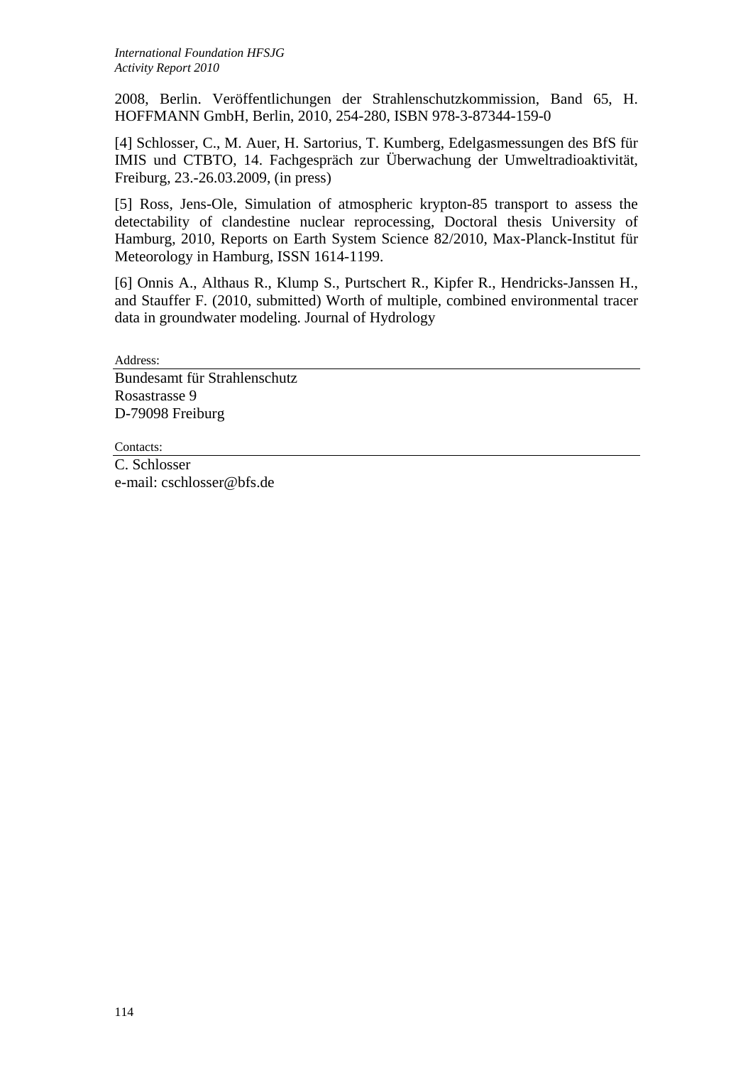2008, Berlin. Veröffentlichungen der Strahlenschutzkommission, Band 65, H. HOFFMANN GmbH, Berlin, 2010, 254-280, ISBN 978-3-87344-159-0

[4] Schlosser, C., M. Auer, H. Sartorius, T. Kumberg, Edelgasmessungen des BfS für IMIS und CTBTO, 14. Fachgespräch zur Überwachung der Umweltradioaktivität, Freiburg, 23.-26.03.2009, (in press)

[5] Ross, Jens-Ole, Simulation of atmospheric krypton-85 transport to assess the detectability of clandestine nuclear reprocessing, Doctoral thesis University of Hamburg, 2010, Reports on Earth System Science 82/2010, Max-Planck-Institut für Meteorology in Hamburg, ISSN 1614-1199.

[6] Onnis A., Althaus R., Klump S., Purtschert R., Kipfer R., Hendricks-Janssen H., and Stauffer F. (2010, submitted) Worth of multiple, combined environmental tracer data in groundwater modeling. Journal of Hydrology

Address:

Bundesamt für Strahlenschutz
Rosastrasse 9
D-79098 Freiburg

Contacts:

C. Schlosser
e-mail: cschlosser@bfs.de